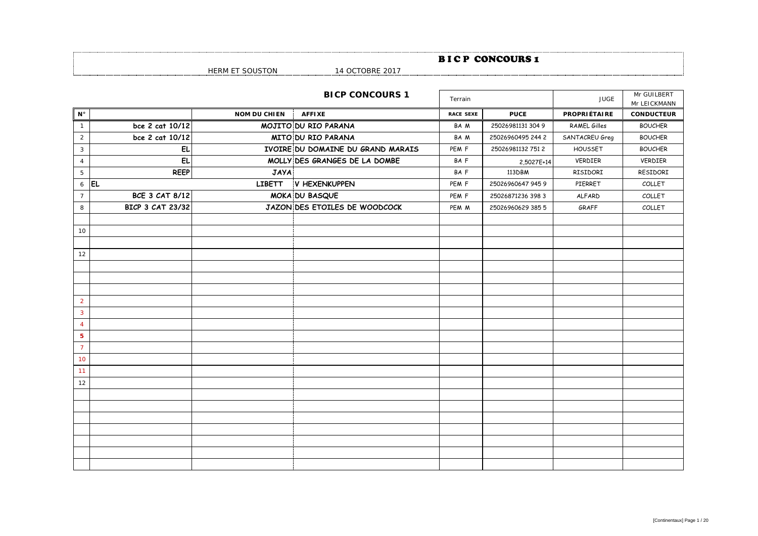# B I C P CONCOURS 1

HERM ET SOUSTON 14 OCTOBRE 2017

| N° | | NOM DU CHIEN | AFFIXE | RACE SEXE | PUCE | PROPRIÉTAIRE | CONDUCTEUR |
|---|---|---|---|---|---|---|---|
| | | | **BICP CONCOURS 1** | Terrain | | JUGE | Mr GUILBERT Mr LEICKMANN |
| 1 | bce 2 cat 10/12 | MOJITO | DU RIO PARANA | BA M | 25026981131 304 9 | RAMEL Gilles | BOUCHER |
| 2 | bce 2 cat 10/12 | MITO | DU RIO PARANA | BA M | 25026960495 244 2 | SANTACREU Greg | BOUCHER |
| 3 | EL | IVOIRE | DU DOMAINE DU GRAND MARAIS | PEM F | 25026981132 751 2 | HOUSSET | BOUCHER |
| 4 | EL | MOLLY | DES GRANGES DE LA DOMBE | BA F | 2,5027E+14 | VERDIER | VERDIER |
| 5 | REEP | JAYA | | BA F | 113DBM | RISIDORI | RESIDORI |
| 6 | EL | LIBETT | V HEXENKUPPEN | PEM F | 25026960647 945 9 | PIERRET | COLLET |
| 7 | BCE 3 CAT 8/12 | MOKA | DU BASQUE | PEM F | 25026871236 398 3 | ALFARD | COLLET |
| 8 | BICP 3 CAT 23/32 | JAZON | DES ETOILES DE WOODCOCK | PEM M | 25026960629 385 5 | GRAFF | COLLET |
| | | | | | | | |
| 10 | | | | | | | |
| | | | | | | | |
| 12 | | | | | | | |
| | | | | | | | |
| | | | | | | | |
| | | | | | | | |
| 2 | | | | | | | |
| 3 | | | | | | | |
| 4 | | | | | | | |
| 5 | | | | | | | |
| 7 | | | | | | | |
| 10 | | | | | | | |
| 11 | | | | | | | |
| 12 | | | | | | | |
| | | | | | | | |
| | | | | | | | |
| | | | | | | | |
| | | | | | | | |
| | | | | | | | |
| | | | | | | | |
| | | | | | | | |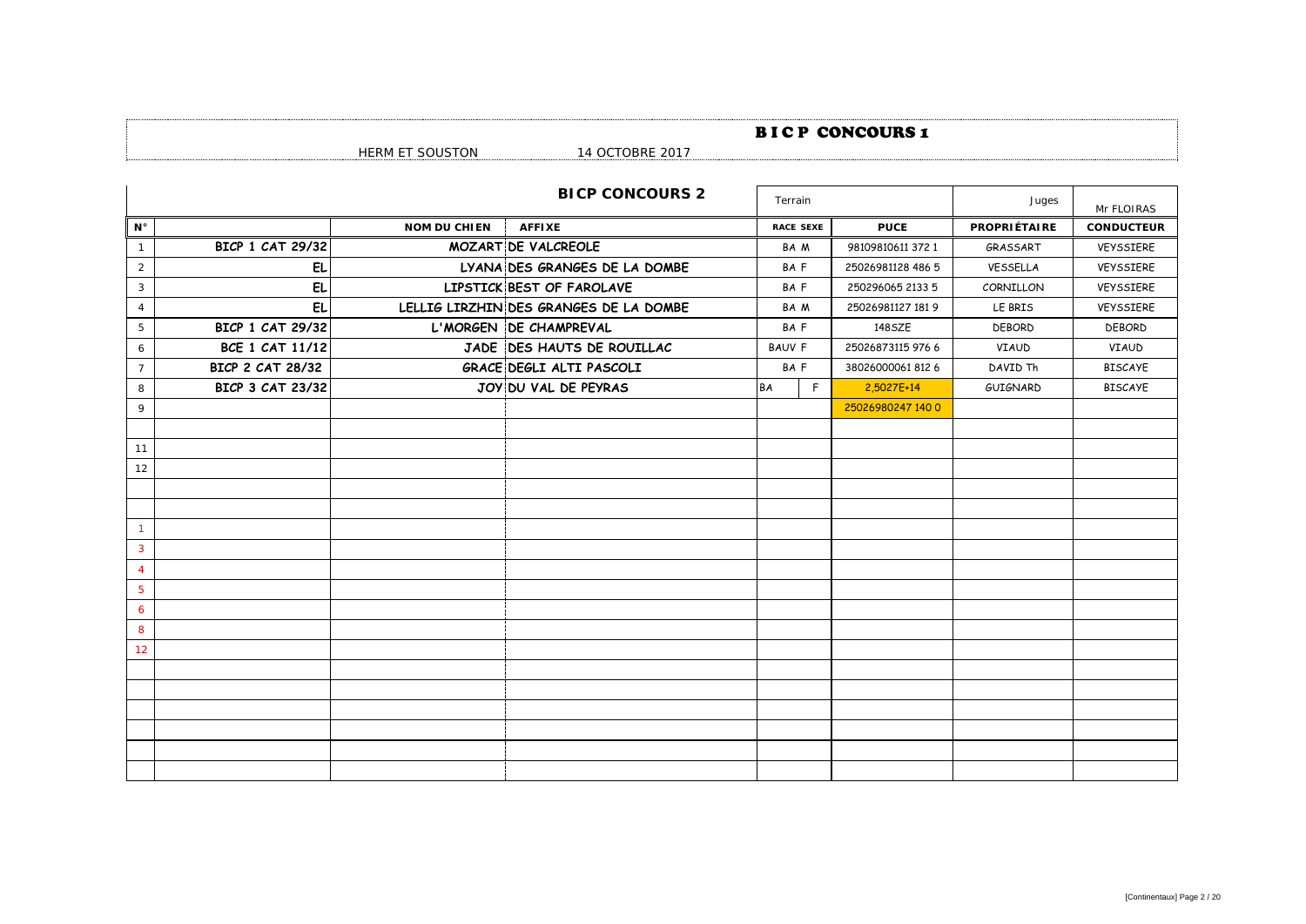# B I C P CONCOURS 1

HERM ET SOUSTON 14 OCTOBRE 2017

| | | | BICP CONCOURS 2 | Terrain | | | Juges | Mr FLOIRAS |
|---|---|---|---|---|---|---|---|---|
| N° | | NOM DU CHIEN | AFFIXE | RACE | SEXE | PUCE | PROPRIÉTAIRE | CONDUCTEUR |
| 1 | BICP 1 CAT 29/32 | MOZART | DE VALCREOLE | BA | M | 98109810611 372 1 | GRASSART | VEYSSIERE |
| 2 | EL | LYANA | DES GRANGES DE LA DOMBE | BA | F | 25026981128 486 5 | VESSELLA | VEYSSIERE |
| 3 | EL | LIPSTICK | BEST OF FAROLAVE | BA | F | 250296065 2133 5 | CORNILLON | VEYSSIERE |
| 4 | EL | LELLIG LIRZHIN | DES GRANGES DE LA DOMBE | BA | M | 25026981127 181 9 | LE BRIS | VEYSSIERE |
| 5 | BICP 1 CAT 29/32 | L'MORGEN | DE CHAMPREVAL | BA | F | 148SZE | DEBORD | DEBORD |
| 6 | BCE 1 CAT 11/12 | JADE | DES HAUTS DE ROUILLAC | BAUV | F | 25026873115 976 6 | VIAUD | VIAUD |
| 7 | BICP 2 CAT 28/32 | GRACE | DEGLI ALTI PASCOLI | BA | F | 38026000061 812 6 | DAVID Th | BISCAYE |
| 8 | BICP 3 CAT 23/32 | JOY | DU VAL DE PEYRAS | BA | F | 2,5027E+14 | GUIGNARD | BISCAYE |
| 9 | | | | | | 25026980247 140 0 | | |
| | | | | | | | | |
| 11 | | | | | | | | |
| 12 | | | | | | | | |
| | | | | | | | | |
| | | | | | | | | |
| 1 | | | | | | | | |
| 3 | | | | | | | | |
| 4 | | | | | | | | |
| 5 | | | | | | | | |
| 6 | | | | | | | | |
| 8 | | | | | | | | |
| 12 | | | | | | | | |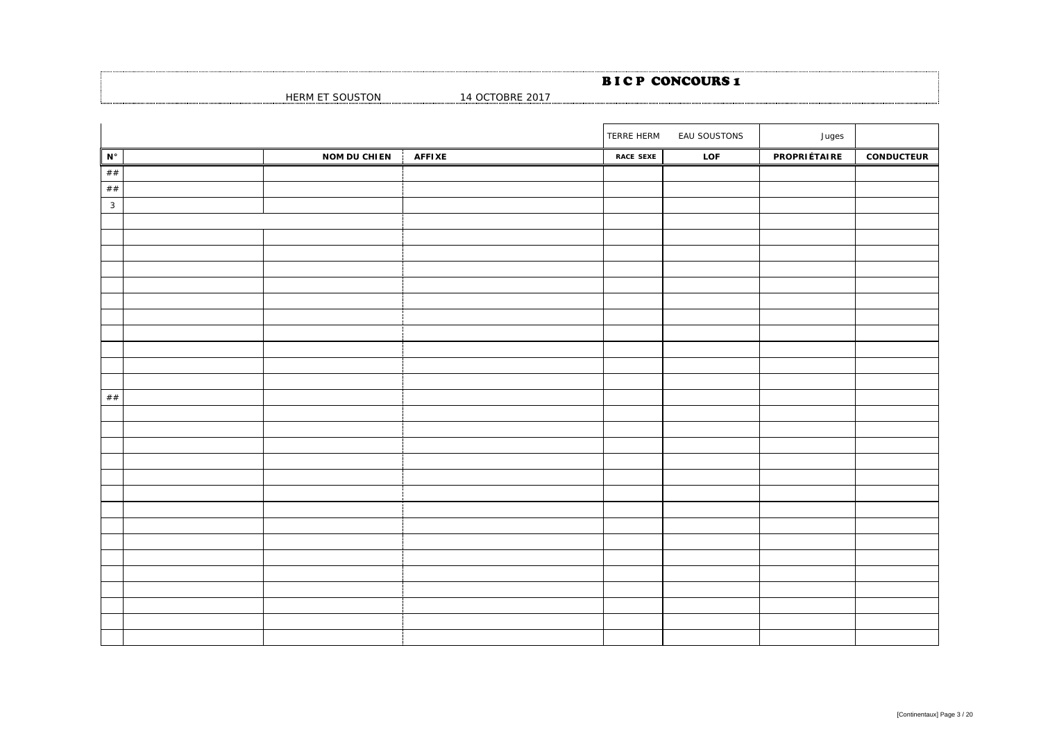# B I C P CONCOURS 1

HERM ET SOUSTON 14 OCTOBRE 2017

| | | | | TERRE HERM | EAU SOUSTONS | Juges | |
|---|---|---|---|---|---|---|---|
| **N°** | | **NOM DU CHIEN** | **AFFIXE** | **RACE SEXE** | **LOF** | **PROPRIÉTAIRE** | **CONDUCTEUR** |
| ## | | | | | | | |
| ## | | | | | | | |
| 3 | | | | | | | |
| | | | | | | | |
| | | | | | | | |
| | | | | | | | |
| | | | | | | | |
| | | | | | | | |
| | | | | | | | |
| | | | | | | | |
| | | | | | | | |
| | | | | | | | |
| | | | | | | | |
| | | | | | | | |
| ## | | | | | | | |
| | | | | | | | |
| | | | | | | | |
| | | | | | | | |
| | | | | | | | |
| | | | | | | | |
| | | | | | | | |
| | | | | | | | |
| | | | | | | | |
| | | | | | | | |
| | | | | | | | |
| | | | | | | | |
| | | | | | | | |
| | | | | | | | |
| | | | | | | | |
| | | | | | | | |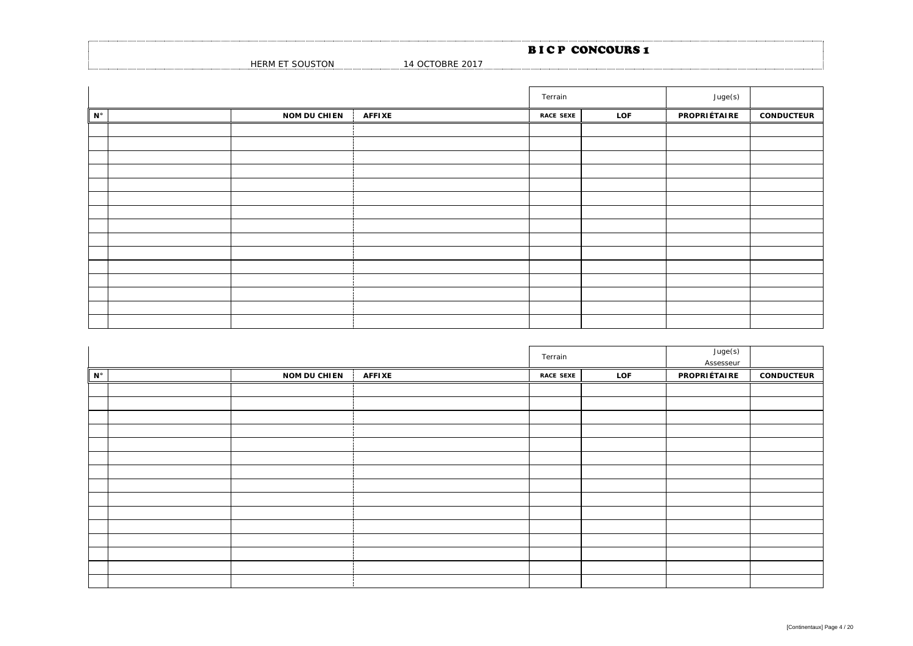# B I C P CONCOURS 1

HERM ET SOUSTON 14 OCTOBRE 2017

| | | | | Terrain | | Juge(s) | |
|---|---|---|---|---|---|---|---|
| N° | | NOM DU CHIEN | AFFIXE | RACE SEXE | LOF | PROPRIÉTAIRE | CONDUCTEUR |
| | | | | | | | |
| | | | | | | | |
| | | | | | | | |
| | | | | | | | |
| | | | | | | | |
| | | | | | | | |
| | | | | | | | |
| | | | | | | | |
| | | | | | | | |
| | | | | | | | |
| | | | | | | | |
| | | | | | | | |
| | | | | | | | |
| | | | | | | | |
| | | | | | | | |

| | | | | Terrain | | Juge(s) Assesseur | |
|---|---|---|---|---|---|---|---|
| N° | | NOM DU CHIEN | AFFIXE | RACE SEXE | LOF | PROPRIÉTAIRE | CONDUCTEUR |
| | | | | | | | |
| | | | | | | | |
| | | | | | | | |
| | | | | | | | |
| | | | | | | | |
| | | | | | | | |
| | | | | | | | |
| | | | | | | | |
| | | | | | | | |
| | | | | | | | |
| | | | | | | | |
| | | | | | | | |
| | | | | | | | |
| | | | | | | | |
| | | | | | | | |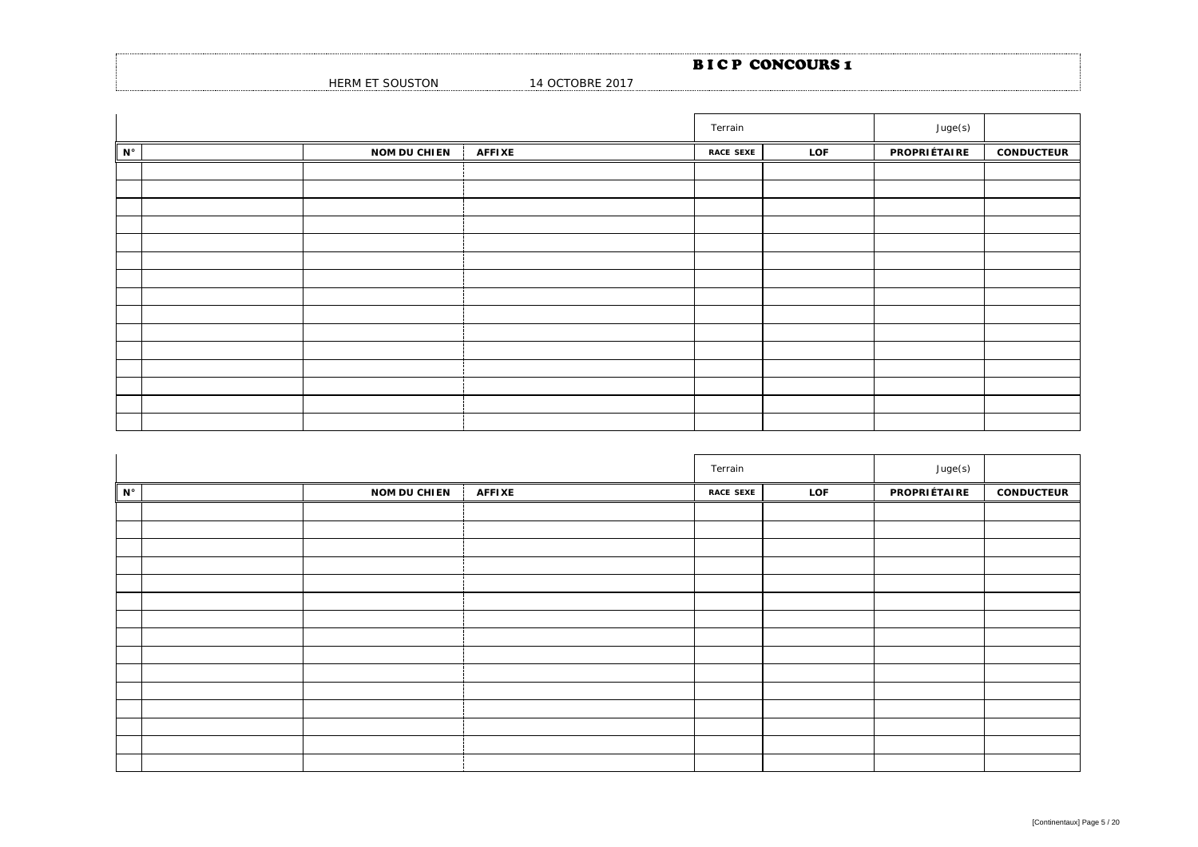## B I C P CONCOURS 1

HERM ET SOUSTON 14 OCTOBRE 2017

| | | | | Terrain | | Juge(s) | |
|---|---|---|---|---|---|---|---|
| N° | | NOM DU CHIEN | AFFIXE | RACE SEXE | LOF | PROPRIÉTAIRE | CONDUCTEUR |
| | | | | | | | |
| | | | | | | | |
| | | | | | | | |
| | | | | | | | |
| | | | | | | | |
| | | | | | | | |
| | | | | | | | |
| | | | | | | | |
| | | | | | | | |
| | | | | | | | |
| | | | | | | | |
| | | | | | | | |
| | | | | | | | |
| | | | | | | | |
| | | | | | | | |

| | | | | Terrain | | Juge(s) | |
|---|---|---|---|---|---|---|---|
| N° | | NOM DU CHIEN | AFFIXE | RACE SEXE | LOF | PROPRIÉTAIRE | CONDUCTEUR |
| | | | | | | | |
| | | | | | | | |
| | | | | | | | |
| | | | | | | | |
| | | | | | | | |
| | | | | | | | |
| | | | | | | | |
| | | | | | | | |
| | | | | | | | |
| | | | | | | | |
| | | | | | | | |
| | | | | | | | |
| | | | | | | | |
| | | | | | | | |
| | | | | | | | |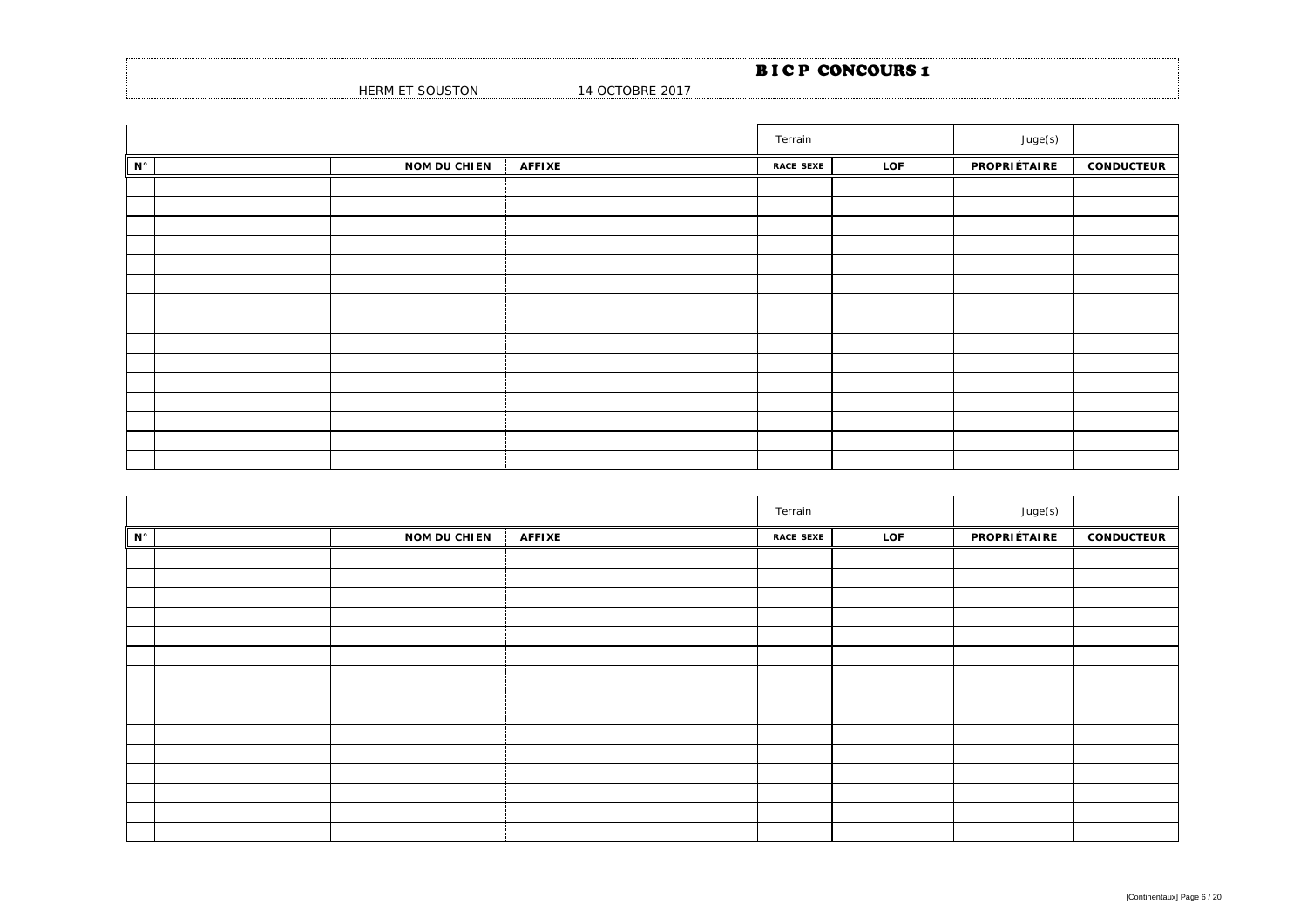# B I C P CONCOURS 1

HERM ET SOUSTON 14 OCTOBRE 2017

| | | | | Terrain | | Juge(s) | |
|---|---|---|---|---|---|---|---|
| N° | | NOM DU CHIEN | AFFIXE | RACE SEXE | LOF | PROPRIÉTAIRE | CONDUCTEUR |
| | | | | | | | |
| | | | | | | | |
| | | | | | | | |
| | | | | | | | |
| | | | | | | | |
| | | | | | | | |
| | | | | | | | |
| | | | | | | | |
| | | | | | | | |
| | | | | | | | |
| | | | | | | | |
| | | | | | | | |
| | | | | | | | |
| | | | | | | | |
| | | | | | | | |

| | | | | Terrain | | Juge(s) | |
|---|---|---|---|---|---|---|---|
| N° | | NOM DU CHIEN | AFFIXE | RACE SEXE | LOF | PROPRIÉTAIRE | CONDUCTEUR |
| | | | | | | | |
| | | | | | | | |
| | | | | | | | |
| | | | | | | | |
| | | | | | | | |
| | | | | | | | |
| | | | | | | | |
| | | | | | | | |
| | | | | | | | |
| | | | | | | | |
| | | | | | | | |
| | | | | | | | |
| | | | | | | | |
| | | | | | | | |
| | | | | | | | |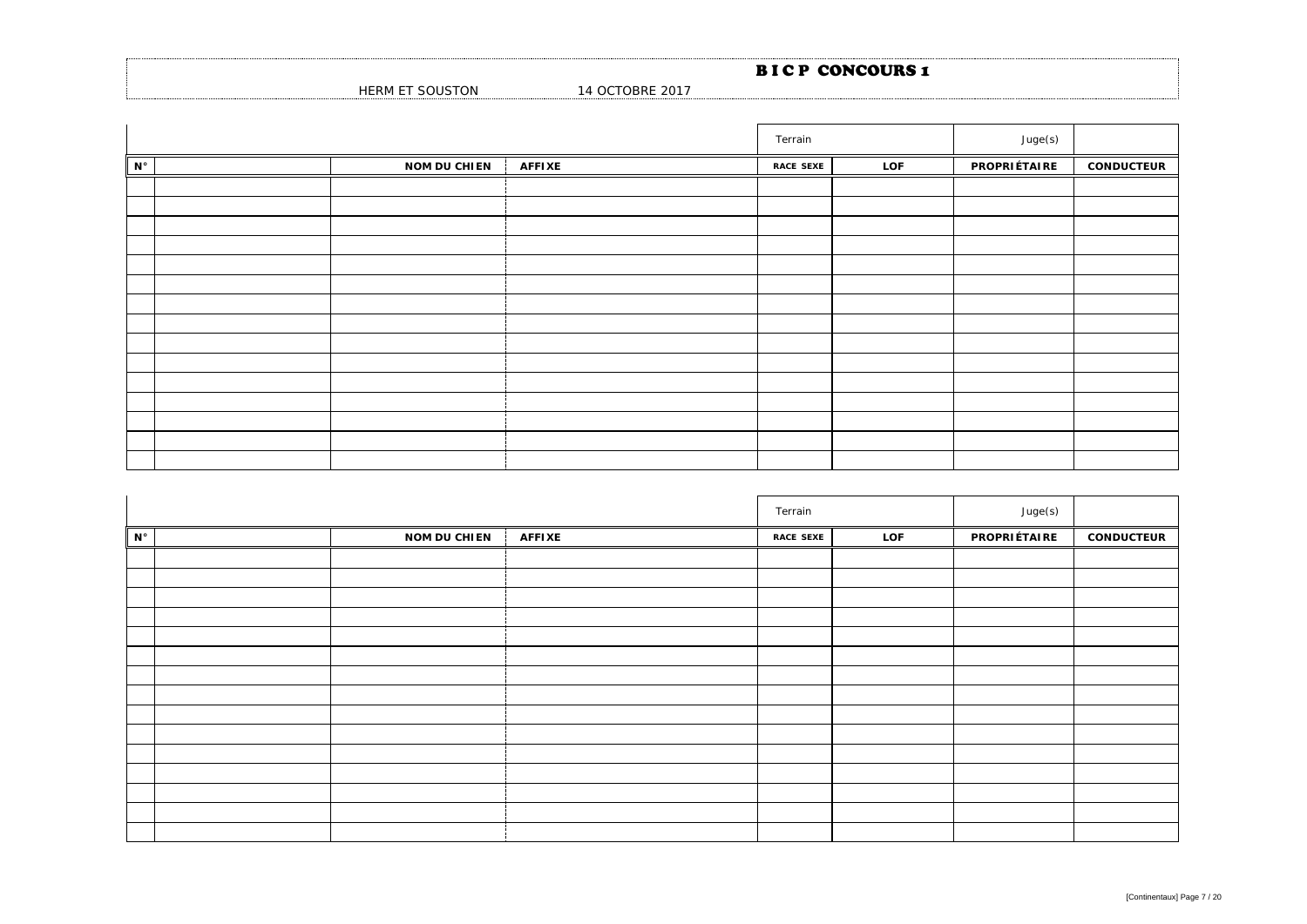# B I C P CONCOURS 1

HERM ET SOUSTON 14 OCTOBRE 2017

| | | | | Terrain | | Juge(s) | |
|---|---|---|---|---|---|---|---|
| N° | | NOM DU CHIEN | AFFIXE | RACE SEXE | LOF | PROPRIÉTAIRE | CONDUCTEUR |
| | | | | | | | |
| | | | | | | | |
| | | | | | | | |
| | | | | | | | |
| | | | | | | | |
| | | | | | | | |
| | | | | | | | |
| | | | | | | | |
| | | | | | | | |
| | | | | | | | |
| | | | | | | | |
| | | | | | | | |
| | | | | | | | |
| | | | | | | | |
| | | | | | | | |

| | | | | Terrain | | Juge(s) | |
|---|---|---|---|---|---|---|---|
| N° | | NOM DU CHIEN | AFFIXE | RACE SEXE | LOF | PROPRIÉTAIRE | CONDUCTEUR |
| | | | | | | | |
| | | | | | | | |
| | | | | | | | |
| | | | | | | | |
| | | | | | | | |
| | | | | | | | |
| | | | | | | | |
| | | | | | | | |
| | | | | | | | |
| | | | | | | | |
| | | | | | | | |
| | | | | | | | |
| | | | | | | | |
| | | | | | | | |
| | | | | | | | |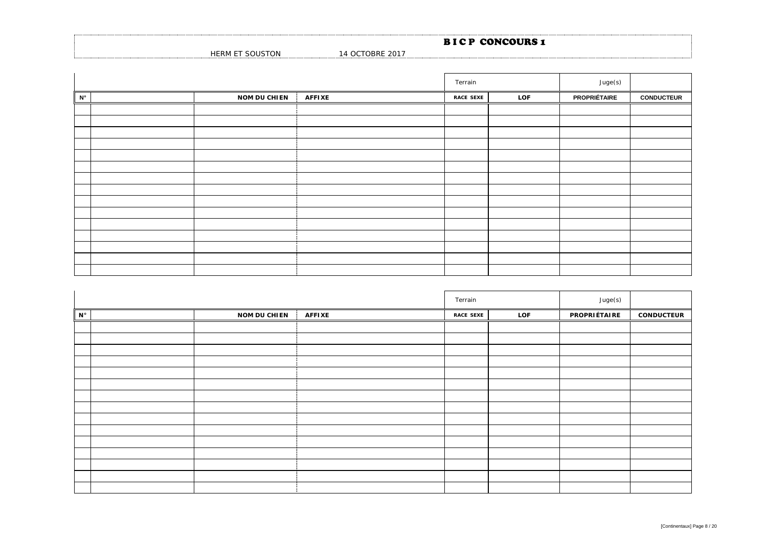# B I C P CONCOURS 1

HERM ET SOUSTON 14 OCTOBRE 2017

| | | | | Terrain | | Juge(s) | |
|---|---|---|---|---|---|---|---|
| N° | | NOM DU CHIEN | AFFIXE | RACE SEXE | LOF | PROPRIÉTAIRE | CONDUCTEUR |
| | | | | | | | |
| | | | | | | | |
| | | | | | | | |
| | | | | | | | |
| | | | | | | | |
| | | | | | | | |
| | | | | | | | |
| | | | | | | | |
| | | | | | | | |
| | | | | | | | |
| | | | | | | | |
| | | | | | | | |
| | | | | | | | |
| | | | | | | | |
| | | | | | | | |

| | | | | Terrain | | Juge(s) | |
|---|---|---|---|---|---|---|---|
| N° | | NOM DU CHIEN | AFFIXE | RACE SEXE | LOF | PROPRIÉTAIRE | CONDUCTEUR |
| | | | | | | | |
| | | | | | | | |
| | | | | | | | |
| | | | | | | | |
| | | | | | | | |
| | | | | | | | |
| | | | | | | | |
| | | | | | | | |
| | | | | | | | |
| | | | | | | | |
| | | | | | | | |
| | | | | | | | |
| | | | | | | | |
| | | | | | | | |
| | | | | | | | |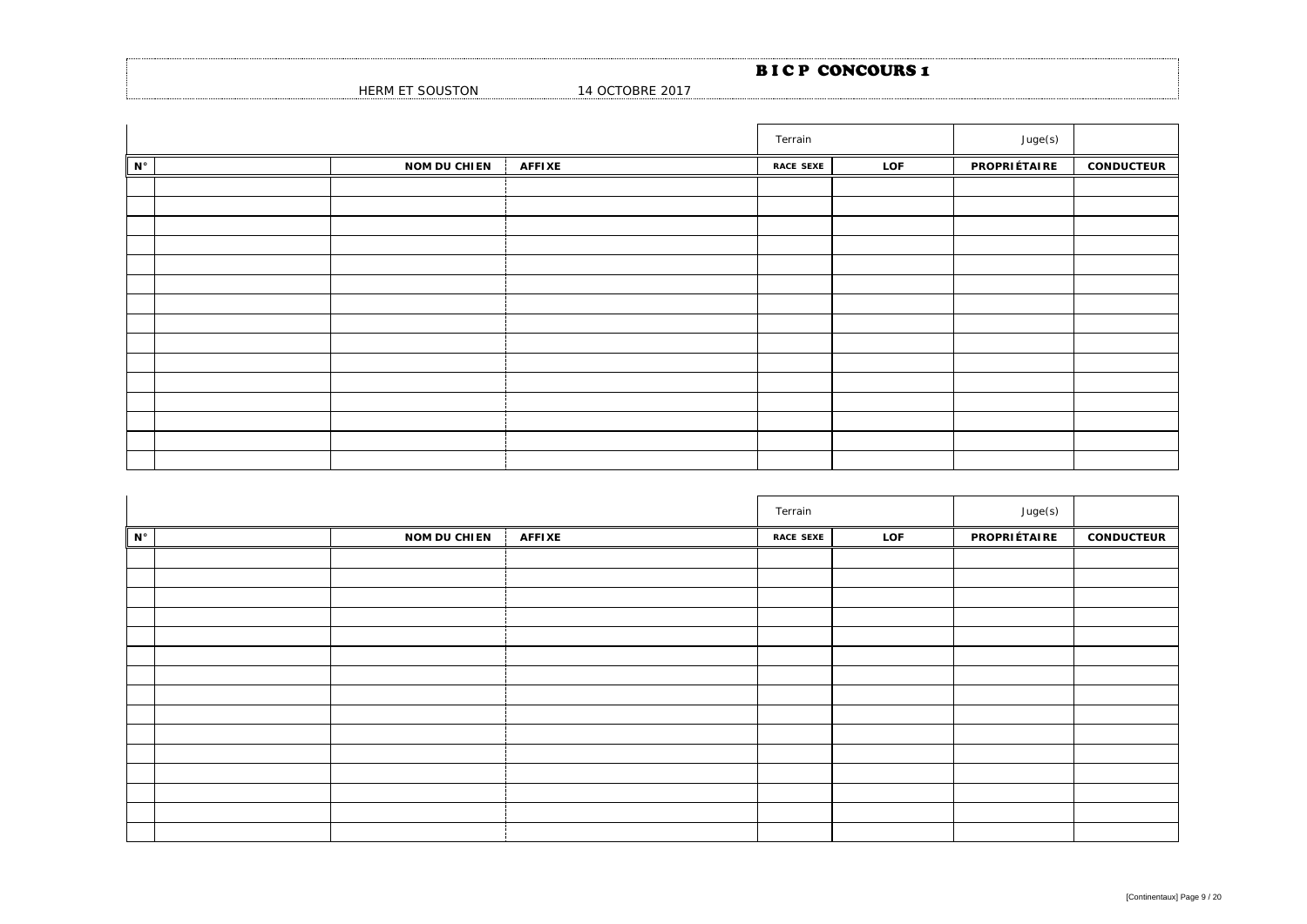# B I C P CONCOURS 1

HERM ET SOUSTON 14 OCTOBRE 2017

| | | | | Terrain | | Juge(s) | |
|---|---|---|---|---|---|---|---|
| N° | | NOM DU CHIEN | AFFIXE | RACE SEXE | LOF | PROPRIÉTAIRE | CONDUCTEUR |
| | | | | | | | |
| | | | | | | | |
| | | | | | | | |
| | | | | | | | |
| | | | | | | | |
| | | | | | | | |
| | | | | | | | |
| | | | | | | | |
| | | | | | | | |
| | | | | | | | |
| | | | | | | | |
| | | | | | | | |
| | | | | | | | |
| | | | | | | | |
| | | | | | | | |

| | | | | Terrain | | Juge(s) | |
|---|---|---|---|---|---|---|---|
| N° | | NOM DU CHIEN | AFFIXE | RACE SEXE | LOF | PROPRIÉTAIRE | CONDUCTEUR |
| | | | | | | | |
| | | | | | | | |
| | | | | | | | |
| | | | | | | | |
| | | | | | | | |
| | | | | | | | |
| | | | | | | | |
| | | | | | | | |
| | | | | | | | |
| | | | | | | | |
| | | | | | | | |
| | | | | | | | |
| | | | | | | | |
| | | | | | | | |
| | | | | | | | |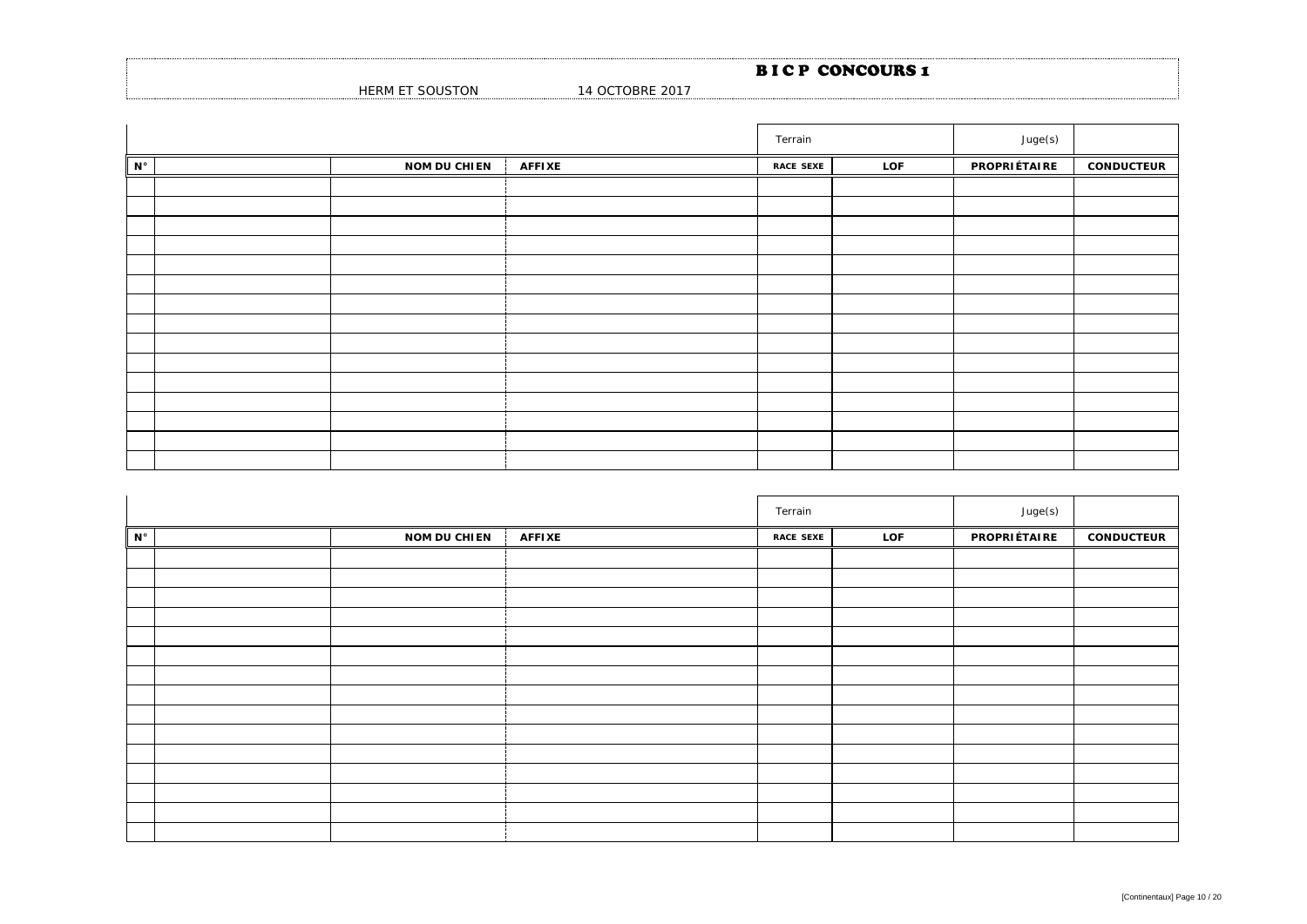# B I C P CONCOURS 1

HERM ET SOUSTON 14 OCTOBRE 2017

| | | | | Terrain | | Juge(s) | |
|---|---|---|---|---|---|---|---|
| N° | | NOM DU CHIEN | AFFIXE | RACE SEXE | LOF | PROPRIÉTAIRE | CONDUCTEUR |
| | | | | | | | |
| | | | | | | | |
| | | | | | | | |
| | | | | | | | |
| | | | | | | | |
| | | | | | | | |
| | | | | | | | |
| | | | | | | | |
| | | | | | | | |
| | | | | | | | |
| | | | | | | | |
| | | | | | | | |
| | | | | | | | |
| | | | | | | | |
| | | | | | | | |

| | | | | Terrain | | Juge(s) | |
|---|---|---|---|---|---|---|---|
| N° | | NOM DU CHIEN | AFFIXE | RACE SEXE | LOF | PROPRIÉTAIRE | CONDUCTEUR |
| | | | | | | | |
| | | | | | | | |
| | | | | | | | |
| | | | | | | | |
| | | | | | | | |
| | | | | | | | |
| | | | | | | | |
| | | | | | | | |
| | | | | | | | |
| | | | | | | | |
| | | | | | | | |
| | | | | | | | |
| | | | | | | | |
| | | | | | | | |
| | | | | | | | |

[Continentaux]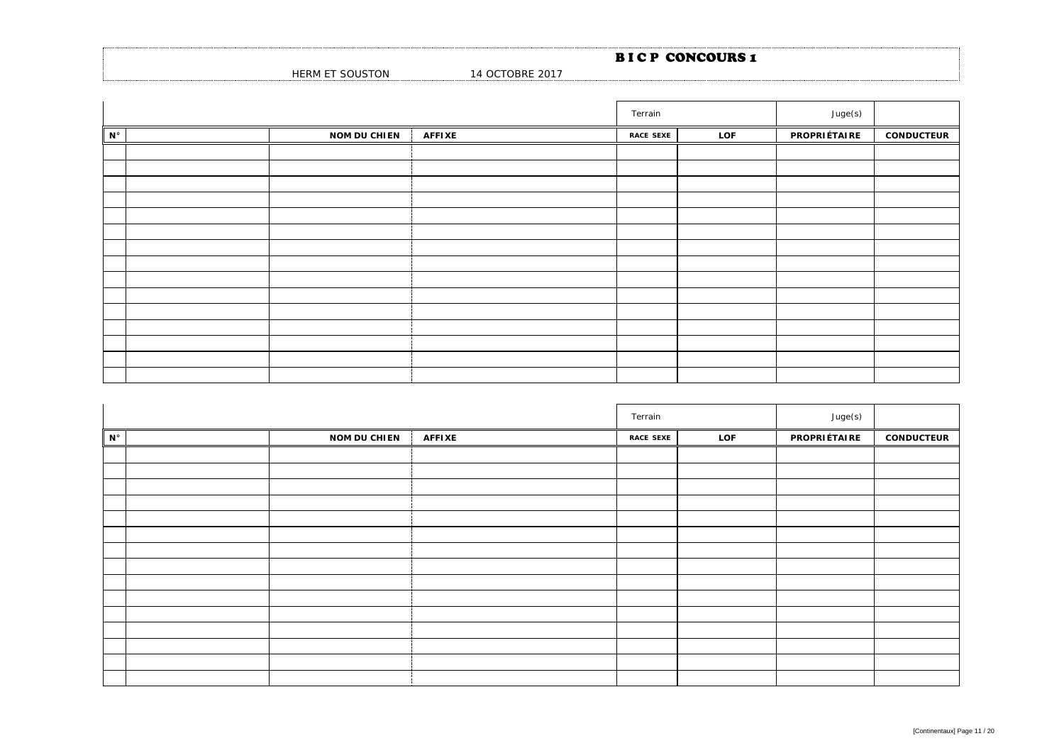# B I C P CONCOURS 1

HERM ET SOUSTON 14 OCTOBRE 2017

| | | | | Terrain | | Juge(s) | |
|---|---|---|---|---|---|---|---|
| N° | | NOM DU CHIEN | AFFIXE | RACE SEXE | LOF | PROPRIÉTAIRE | CONDUCTEUR |
| | | | | | | | |
| | | | | | | | |
| | | | | | | | |
| | | | | | | | |
| | | | | | | | |
| | | | | | | | |
| | | | | | | | |
| | | | | | | | |
| | | | | | | | |
| | | | | | | | |
| | | | | | | | |
| | | | | | | | |
| | | | | | | | |
| | | | | | | | |
| | | | | | | | |

| | | | | Terrain | | Juge(s) | |
|---|---|---|---|---|---|---|---|
| N° | | NOM DU CHIEN | AFFIXE | RACE SEXE | LOF | PROPRIÉTAIRE | CONDUCTEUR |
| | | | | | | | |
| | | | | | | | |
| | | | | | | | |
| | | | | | | | |
| | | | | | | | |
| | | | | | | | |
| | | | | | | | |
| | | | | | | | |
| | | | | | | | |
| | | | | | | | |
| | | | | | | | |
| | | | | | | | |
| | | | | | | | |
| | | | | | | | |
| | | | | | | | |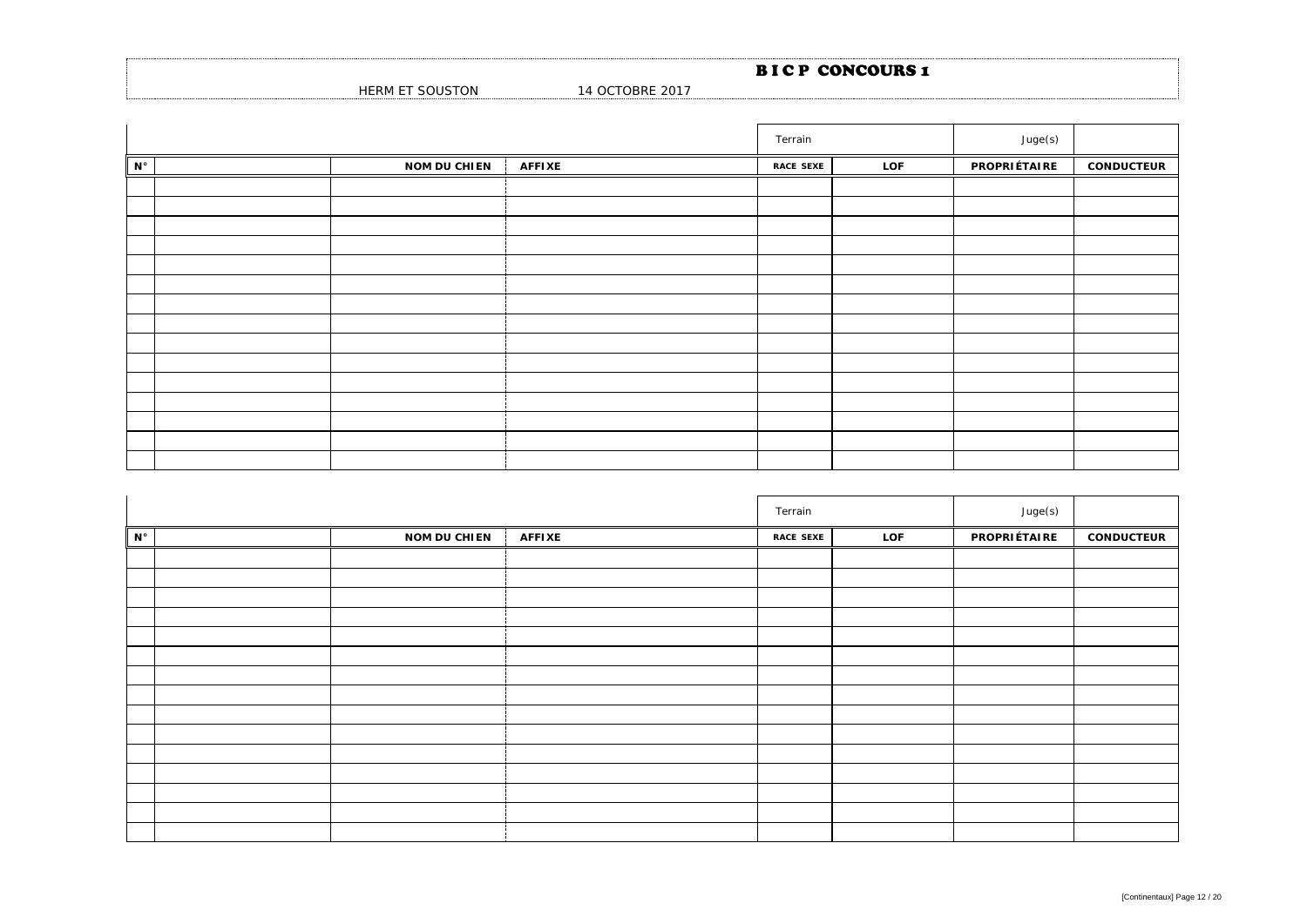# B I C P CONCOURS 1

HERM ET SOUSTON 14 OCTOBRE 2017

| | | | | Terrain | | Juge(s) | |
|---|---|---|---|---|---|---|---|
| N° | | NOM DU CHIEN | AFFIXE | RACE SEXE | LOF | PROPRIÉTAIRE | CONDUCTEUR |
| | | | | | | | |
| | | | | | | | |
| | | | | | | | |
| | | | | | | | |
| | | | | | | | |
| | | | | | | | |
| | | | | | | | |
| | | | | | | | |
| | | | | | | | |
| | | | | | | | |
| | | | | | | | |
| | | | | | | | |
| | | | | | | | |
| | | | | | | | |
| | | | | | | | |

| | | | | Terrain | | Juge(s) | |
|---|---|---|---|---|---|---|---|
| N° | | NOM DU CHIEN | AFFIXE | RACE SEXE | LOF | PROPRIÉTAIRE | CONDUCTEUR |
| | | | | | | | |
| | | | | | | | |
| | | | | | | | |
| | | | | | | | |
| | | | | | | | |
| | | | | | | | |
| | | | | | | | |
| | | | | | | | |
| | | | | | | | |
| | | | | | | | |
| | | | | | | | |
| | | | | | | | |
| | | | | | | | |
| | | | | | | | |
| | | | | | | | |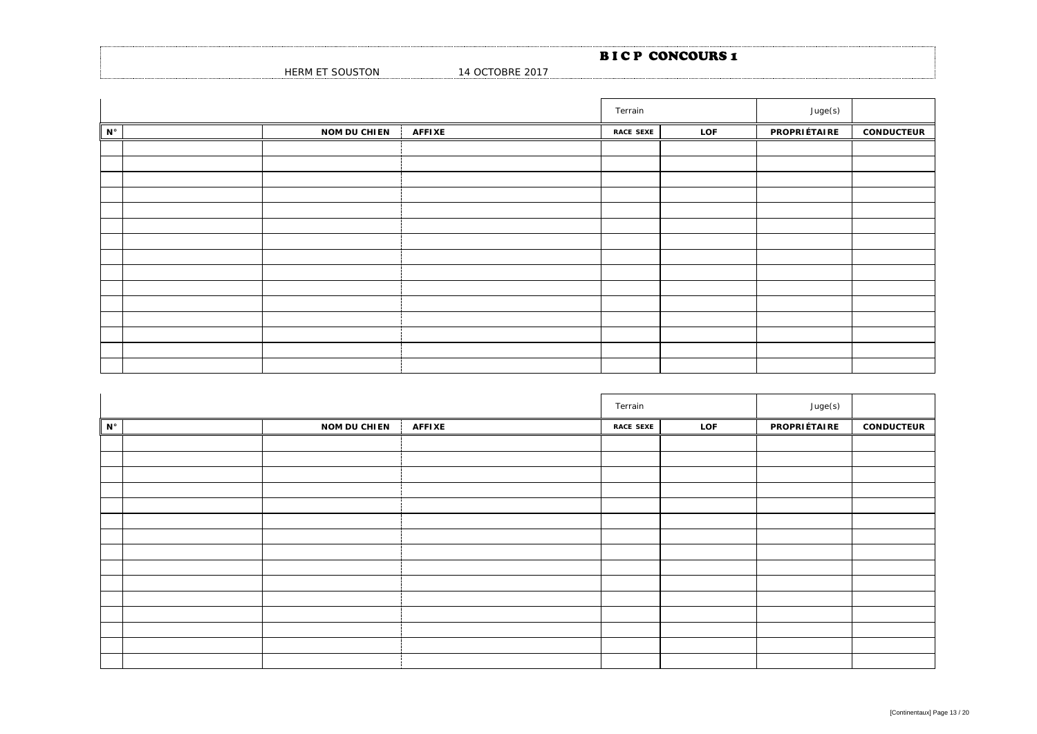# B I C P CONCOURS 1

HERM ET SOUSTON 14 OCTOBRE 2017

| | | | | Terrain | | Juge(s) | |
|---|---|---|---|---|---|---|---|
| N° | | NOM DU CHIEN | AFFIXE | RACE SEXE | LOF | PROPRIÉTAIRE | CONDUCTEUR |
| | | | | | | | |
| | | | | | | | |
| | | | | | | | |
| | | | | | | | |
| | | | | | | | |
| | | | | | | | |
| | | | | | | | |
| | | | | | | | |
| | | | | | | | |
| | | | | | | | |
| | | | | | | | |
| | | | | | | | |
| | | | | | | | |
| | | | | | | | |
| | | | | | | | |

| | | | | Terrain | | Juge(s) | |
|---|---|---|---|---|---|---|---|
| N° | | NOM DU CHIEN | AFFIXE | RACE SEXE | LOF | PROPRIÉTAIRE | CONDUCTEUR |
| | | | | | | | |
| | | | | | | | |
| | | | | | | | |
| | | | | | | | |
| | | | | | | | |
| | | | | | | | |
| | | | | | | | |
| | | | | | | | |
| | | | | | | | |
| | | | | | | | |
| | | | | | | | |
| | | | | | | | |
| | | | | | | | |
| | | | | | | | |
| | | | | | | | |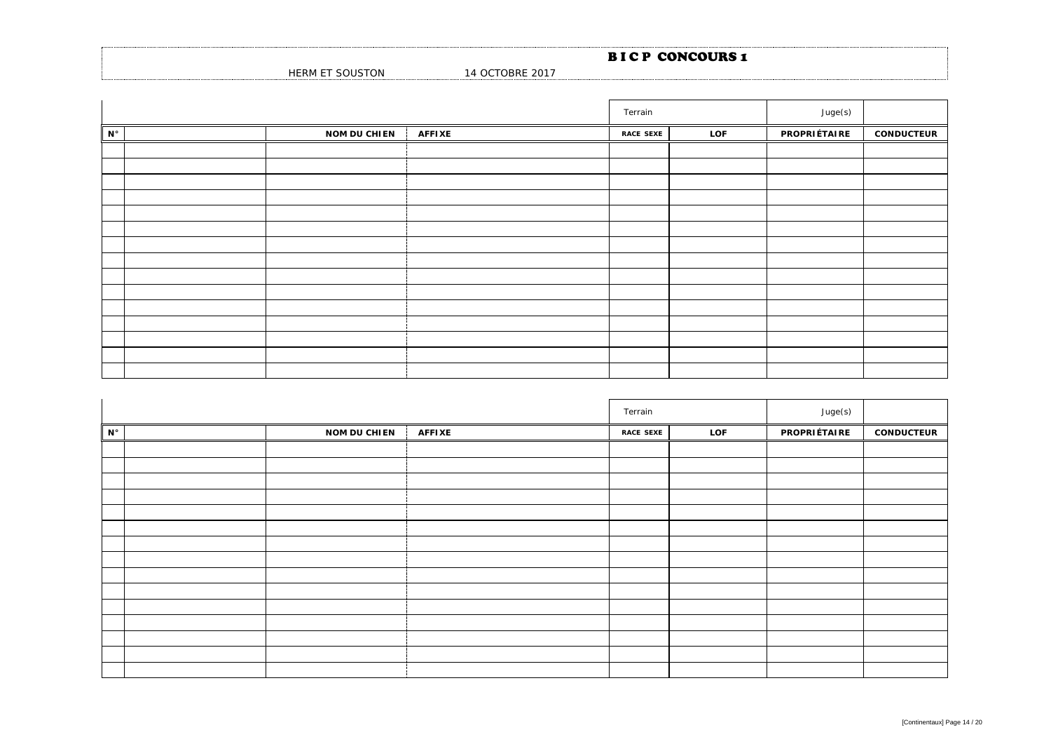# B I C P CONCOURS 1

HERM ET SOUSTON 14 OCTOBRE 2017

| | | | | Terrain | | Juge(s) | |
|---|---|---|---|---|---|---|---|
| N° | | NOM DU CHIEN | AFFIXE | RACE SEXE | LOF | PROPRIÉTAIRE | CONDUCTEUR |
| | | | | | | | |
| | | | | | | | |
| | | | | | | | |
| | | | | | | | |
| | | | | | | | |
| | | | | | | | |
| | | | | | | | |
| | | | | | | | |
| | | | | | | | |
| | | | | | | | |
| | | | | | | | |
| | | | | | | | |
| | | | | | | | |
| | | | | | | | |
| | | | | | | | |

| | | | | Terrain | | Juge(s) | |
|---|---|---|---|---|---|---|---|
| N° | | NOM DU CHIEN | AFFIXE | RACE SEXE | LOF | PROPRIÉTAIRE | CONDUCTEUR |
| | | | | | | | |
| | | | | | | | |
| | | | | | | | |
| | | | | | | | |
| | | | | | | | |
| | | | | | | | |
| | | | | | | | |
| | | | | | | | |
| | | | | | | | |
| | | | | | | | |
| | | | | | | | |
| | | | | | | | |
| | | | | | | | |
| | | | | | | | |
| | | | | | | | |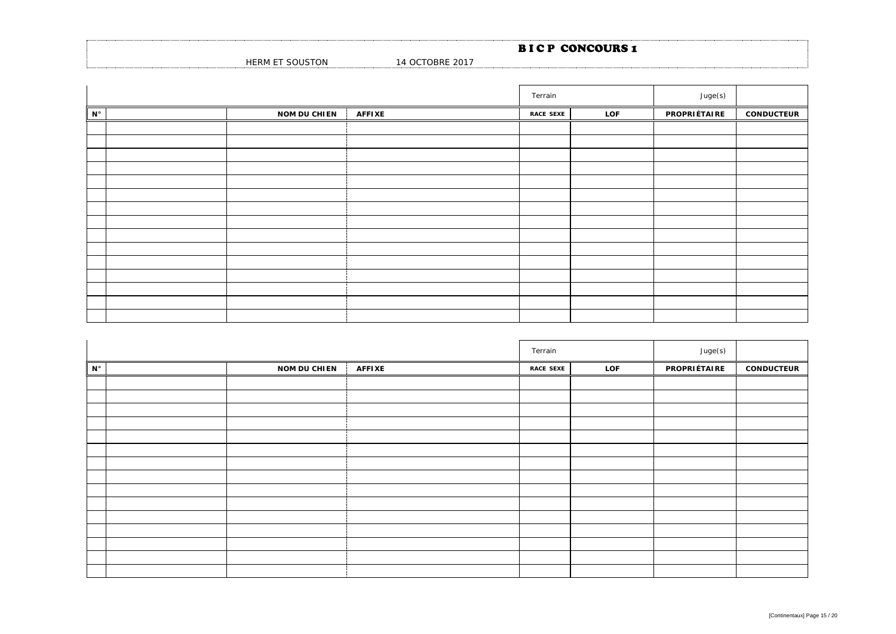# B I C P CONCOURS 1

HERM ET SOUSTON 14 OCTOBRE 2017

| | | | | Terrain | | Juge(s) | |
|---|---|---|---|---|---|---|---|
| N° | | NOM DU CHIEN | AFFIXE | RACE SEXE | LOF | PROPRIÉTAIRE | CONDUCTEUR |
| | | | | | | | |
| | | | | | | | |
| | | | | | | | |
| | | | | | | | |
| | | | | | | | |
| | | | | | | | |
| | | | | | | | |
| | | | | | | | |
| | | | | | | | |
| | | | | | | | |
| | | | | | | | |
| | | | | | | | |
| | | | | | | | |
| | | | | | | | |
| | | | | | | | |

| | | | | Terrain | | Juge(s) | |
|---|---|---|---|---|---|---|---|
| N° | | NOM DU CHIEN | AFFIXE | RACE SEXE | LOF | PROPRIÉTAIRE | CONDUCTEUR |
| | | | | | | | |
| | | | | | | | |
| | | | | | | | |
| | | | | | | | |
| | | | | | | | |
| | | | | | | | |
| | | | | | | | |
| | | | | | | | |
| | | | | | | | |
| | | | | | | | |
| | | | | | | | |
| | | | | | | | |
| | | | | | | | |
| | | | | | | | |
| | | | | | | | |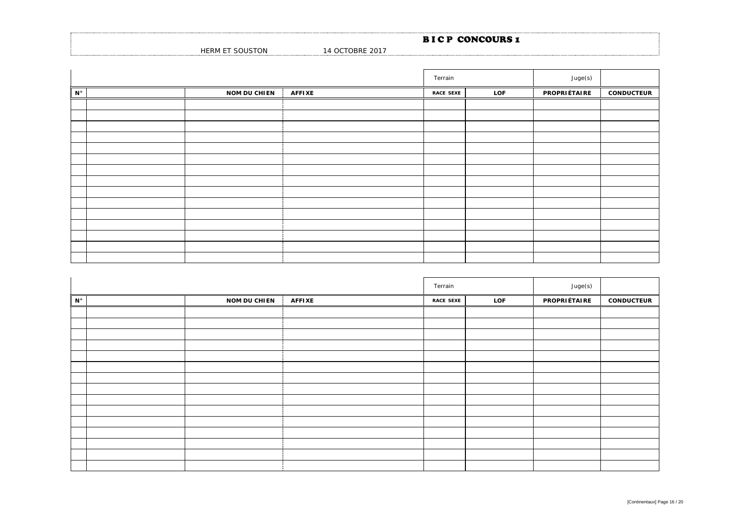# B I C P CONCOURS 1

HERM ET SOUSTON 14 OCTOBRE 2017

| | | | | Terrain | | Juge(s) | |
|---|---|---|---|---|---|---|---|
| N° | | NOM DU CHIEN | AFFIXE | RACE SEXE | LOF | PROPRIÉTAIRE | CONDUCTEUR |
| | | | | | | | |
| | | | | | | | |
| | | | | | | | |
| | | | | | | | |
| | | | | | | | |
| | | | | | | | |
| | | | | | | | |
| | | | | | | | |
| | | | | | | | |
| | | | | | | | |
| | | | | | | | |
| | | | | | | | |
| | | | | | | | |
| | | | | | | | |
| | | | | | | | |

| | | | | Terrain | | Juge(s) | |
|---|---|---|---|---|---|---|---|
| N° | | NOM DU CHIEN | AFFIXE | RACE SEXE | LOF | PROPRIÉTAIRE | CONDUCTEUR |
| | | | | | | | |
| | | | | | | | |
| | | | | | | | |
| | | | | | | | |
| | | | | | | | |
| | | | | | | | |
| | | | | | | | |
| | | | | | | | |
| | | | | | | | |
| | | | | | | | |
| | | | | | | | |
| | | | | | | | |
| | | | | | | | |
| | | | | | | | |
| | | | | | | | |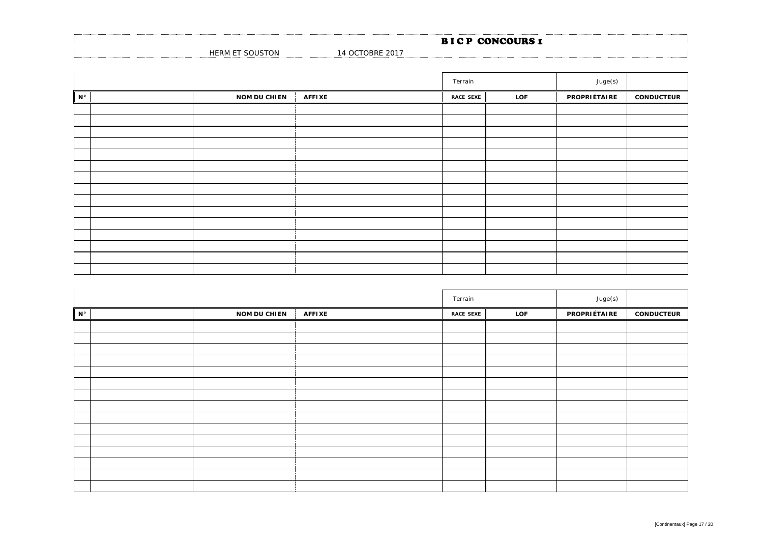# B I C P CONCOURS 1

HERM ET SOUSTON 14 OCTOBRE 2017

| | | | | Terrain | | Juge(s) | |
|---|---|---|---|---|---|---|---|
| N° | | NOM DU CHIEN | AFFIXE | RACE SEXE | LOF | PROPRIÉTAIRE | CONDUCTEUR |
| | | | | | | | |
| | | | | | | | |
| | | | | | | | |
| | | | | | | | |
| | | | | | | | |
| | | | | | | | |
| | | | | | | | |
| | | | | | | | |
| | | | | | | | |
| | | | | | | | |
| | | | | | | | |
| | | | | | | | |
| | | | | | | | |
| | | | | | | | |
| | | | | | | | |

| | | | | Terrain | | Juge(s) | |
|---|---|---|---|---|---|---|---|
| N° | | NOM DU CHIEN | AFFIXE | RACE SEXE | LOF | PROPRIÉTAIRE | CONDUCTEUR |
| | | | | | | | |
| | | | | | | | |
| | | | | | | | |
| | | | | | | | |
| | | | | | | | |
| | | | | | | | |
| | | | | | | | |
| | | | | | | | |
| | | | | | | | |
| | | | | | | | |
| | | | | | | | |
| | | | | | | | |
| | | | | | | | |
| | | | | | | | |
| | | | | | | | |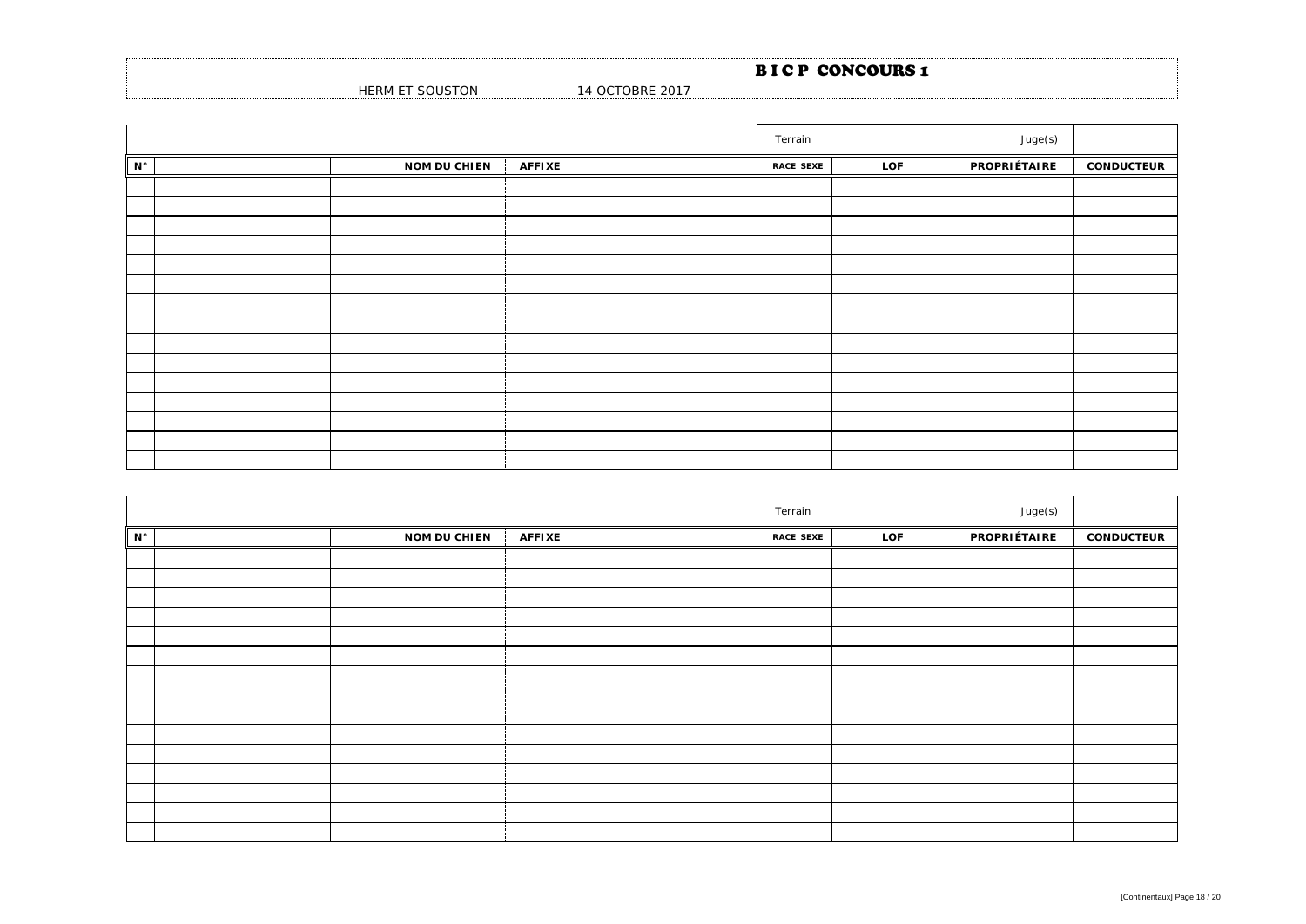# B I C P CONCOURS 1

HERM ET SOUSTON 14 OCTOBRE 2017

| | | | | Terrain | | Juge(s) | |
|---|---|---|---|---|---|---|---|
| N° | | NOM DU CHIEN | AFFIXE | RACE SEXE | LOF | PROPRIÉTAIRE | CONDUCTEUR |
| | | | | | | | |
| | | | | | | | |
| | | | | | | | |
| | | | | | | | |
| | | | | | | | |
| | | | | | | | |
| | | | | | | | |
| | | | | | | | |
| | | | | | | | |
| | | | | | | | |
| | | | | | | | |
| | | | | | | | |
| | | | | | | | |
| | | | | | | | |
| | | | | | | | |

| | | | | Terrain | | Juge(s) | |
|---|---|---|---|---|---|---|---|
| N° | | NOM DU CHIEN | AFFIXE | RACE SEXE | LOF | PROPRIÉTAIRE | CONDUCTEUR |
| | | | | | | | |
| | | | | | | | |
| | | | | | | | |
| | | | | | | | |
| | | | | | | | |
| | | | | | | | |
| | | | | | | | |
| | | | | | | | |
| | | | | | | | |
| | | | | | | | |
| | | | | | | | |
| | | | | | | | |
| | | | | | | | |
| | | | | | | | |
| | | | | | | | |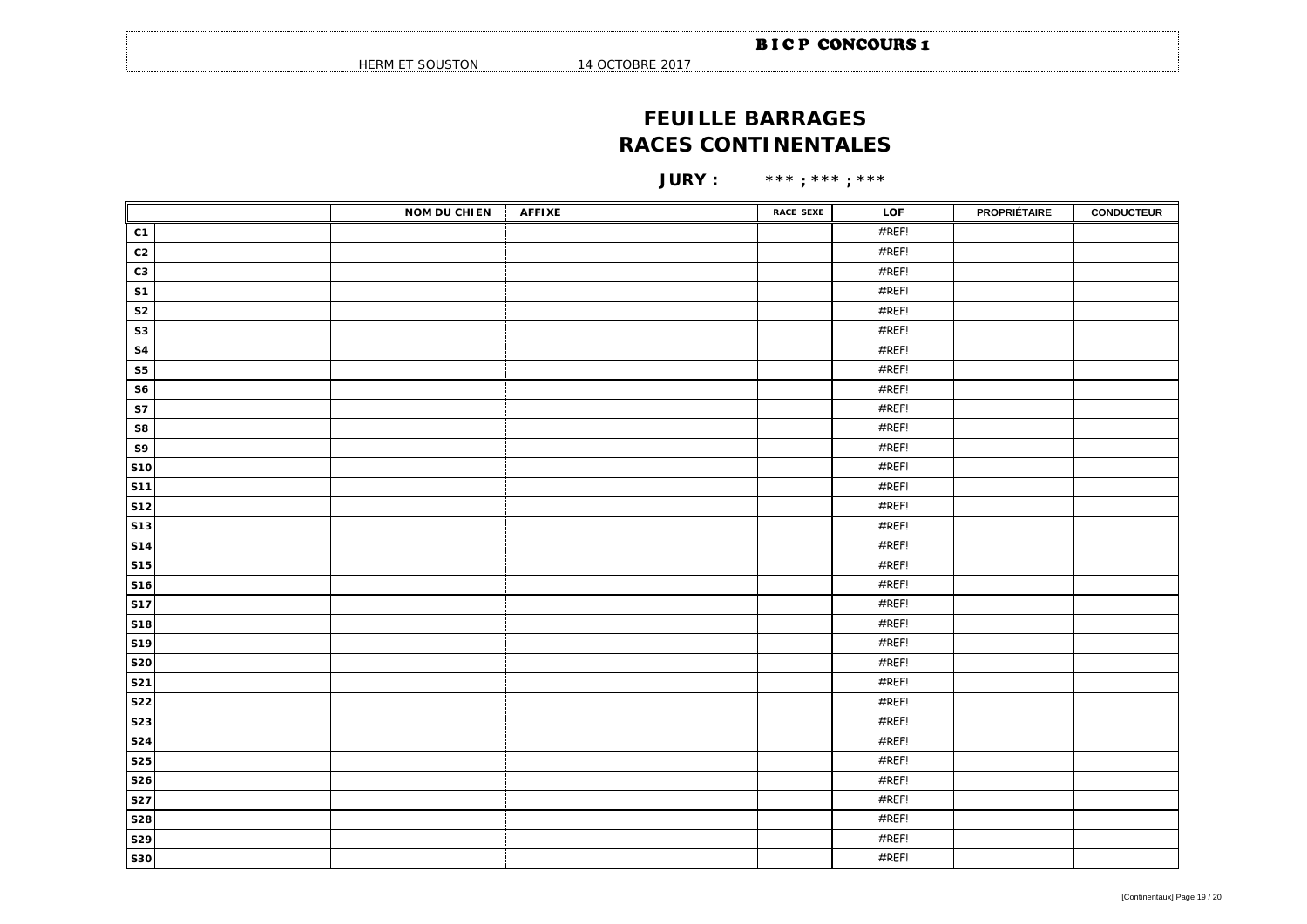**B I C P CONCOURS 1**

HERM ET SOUSTON 14 OCTOBRE 2017

# FEUILLE BARRAGES
# RACES CONTINENTALES

**JURY : \*\*\* ; \*\*\* ; \*\*\***

| | | NOM DU CHIEN | AFFIXE | RACE SEXE | LOF | PROPRIÉTAIRE | CONDUCTEUR |
|---|---|---|---|---|---|---|---|
| C1 | | | | | #REF! | | |
| C2 | | | | | #REF! | | |
| C3 | | | | | #REF! | | |
| S1 | | | | | #REF! | | |
| S2 | | | | | #REF! | | |
| S3 | | | | | #REF! | | |
| S4 | | | | | #REF! | | |
| S5 | | | | | #REF! | | |
| S6 | | | | | #REF! | | |
| S7 | | | | | #REF! | | |
| S8 | | | | | #REF! | | |
| S9 | | | | | #REF! | | |
| S10 | | | | | #REF! | | |
| S11 | | | | | #REF! | | |
| S12 | | | | | #REF! | | |
| S13 | | | | | #REF! | | |
| S14 | | | | | #REF! | | |
| S15 | | | | | #REF! | | |
| S16 | | | | | #REF! | | |
| S17 | | | | | #REF! | | |
| S18 | | | | | #REF! | | |
| S19 | | | | | #REF! | | |
| S20 | | | | | #REF! | | |
| S21 | | | | | #REF! | | |
| S22 | | | | | #REF! | | |
| S23 | | | | | #REF! | | |
| S24 | | | | | #REF! | | |
| S25 | | | | | #REF! | | |
| S26 | | | | | #REF! | | |
| S27 | | | | | #REF! | | |
| S28 | | | | | #REF! | | |
| S29 | | | | | #REF! | | |
| S30 | | | | | #REF! | | |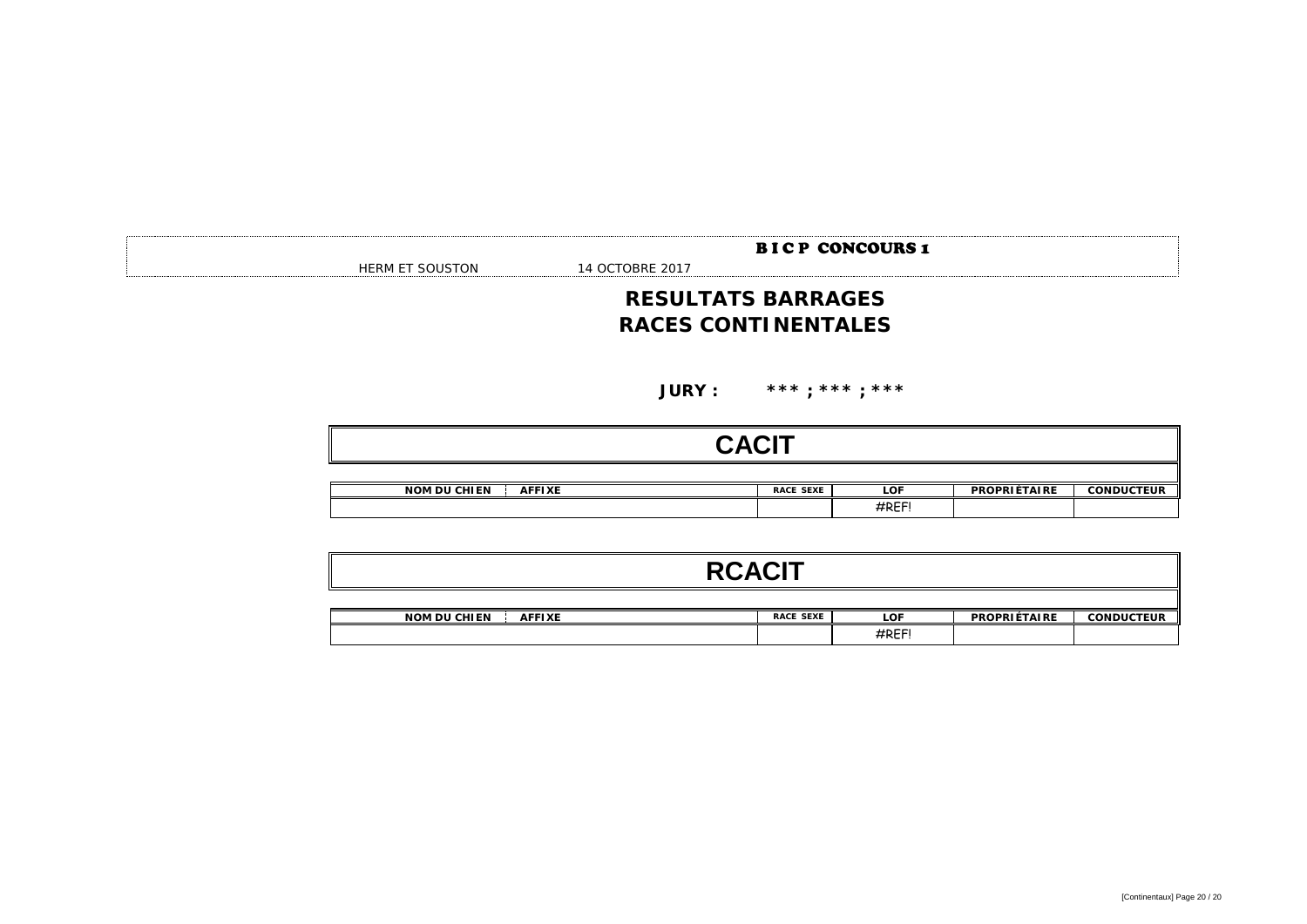**B I C P CONCOURS 1**

HERM ET SOUSTON 14 OCTOBRE 2017

# RESULTATS BARRAGES
# RACES CONTINENTALES

**JURY : \*\*\* ; \*\*\* ; \*\*\***

## CACIT

| NOM DU CHIEN | AFFIXE | RACE SEXE | LOF | PROPRIÉTAIRE | CONDUCTEUR |
|---|---|---|---|---|---|
| | | | #REF! | | |

## RCACIT

| NOM DU CHIEN | AFFIXE | RACE SEXE | LOF | PROPRIÉTAIRE | CONDUCTEUR |
|---|---|---|---|---|---|
| | | | #REF! | | |